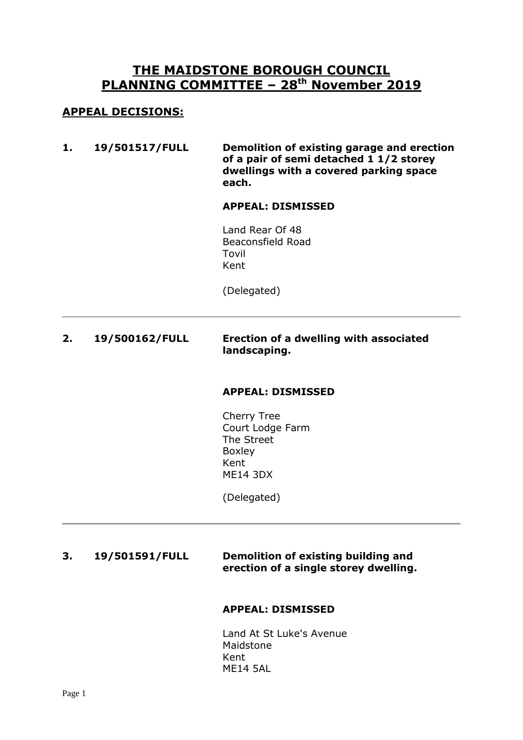# THE MAIDSTONE BOROUGH COUNCIL
# PLANNING COMMITTEE – 28th November 2019

## APPEAL DECISIONS:

**1. 19/501517/FULL** **Demolition of existing garage and erection of a pair of semi detached 1 1/2 storey dwellings with a covered parking space each.**

**APPEAL: DISMISSED**

Land Rear Of 48
Beaconsfield Road
Tovil
Kent

(Delegated)

---

**2. 19/500162/FULL** **Erection of a dwelling with associated landscaping.**

**APPEAL: DISMISSED**

Cherry Tree
Court Lodge Farm
The Street
Boxley
Kent
ME14 3DX

(Delegated)

---

**3. 19/501591/FULL** **Demolition of existing building and erection of a single storey dwelling.**

**APPEAL: DISMISSED**

Land At St Luke's Avenue
Maidstone
Kent
ME14 5AL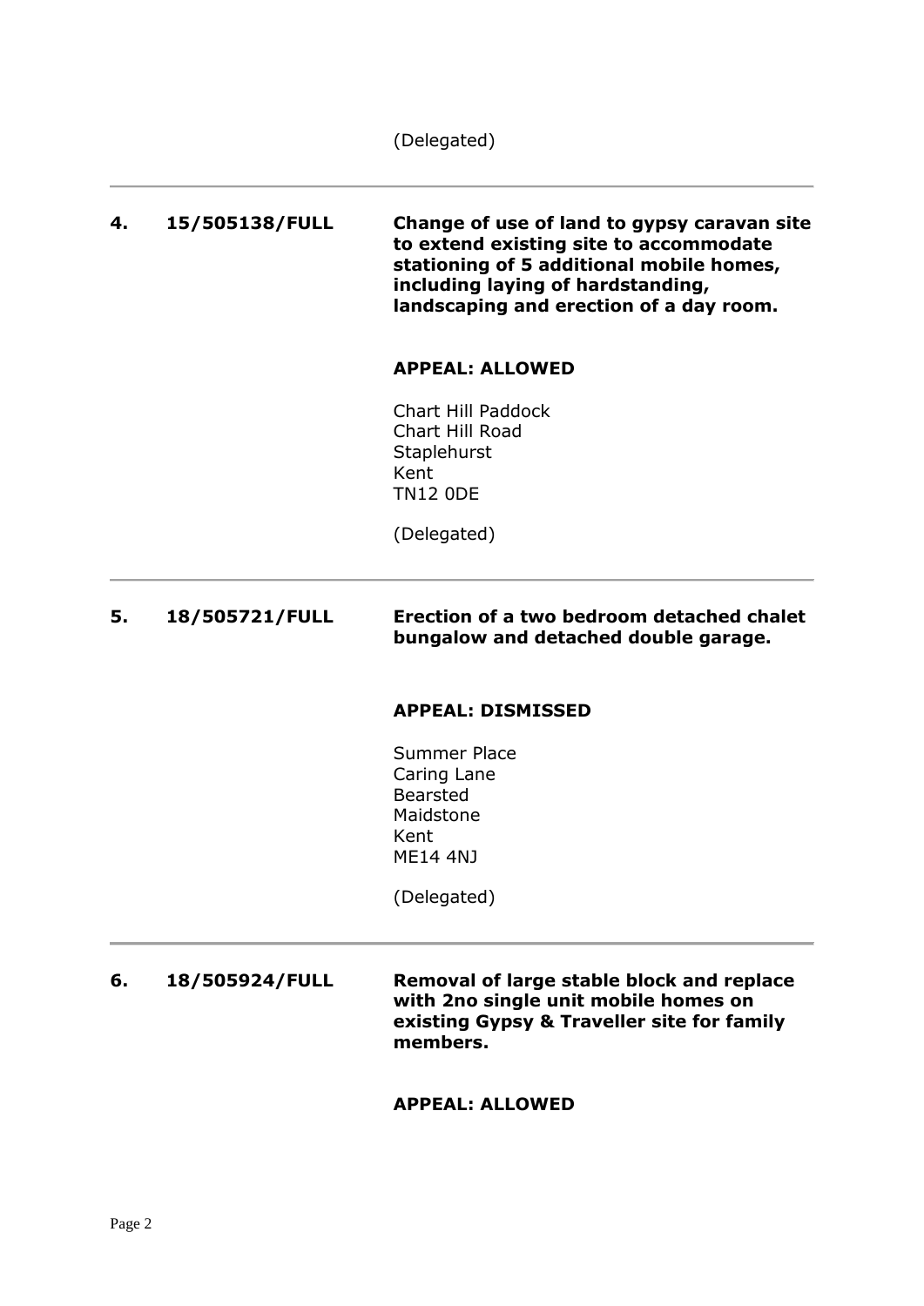(Delegated)

---

**4.** **15/505138/FULL** **Change of use of land to gypsy caravan site to extend existing site to accommodate stationing of 5 additional mobile homes, including laying of hardstanding, landscaping and erection of a day room.**

**APPEAL: ALLOWED**

Chart Hill Paddock
Chart Hill Road
Staplehurst
Kent
TN12 0DE

(Delegated)

---

**5.** **18/505721/FULL** **Erection of a two bedroom detached chalet bungalow and detached double garage.**

**APPEAL: DISMISSED**

Summer Place
Caring Lane
Bearsted
Maidstone
Kent
ME14 4NJ

(Delegated)

---

**6.** **18/505924/FULL** **Removal of large stable block and replace with 2no single unit mobile homes on existing Gypsy & Traveller site for family members.**

**APPEAL: ALLOWED**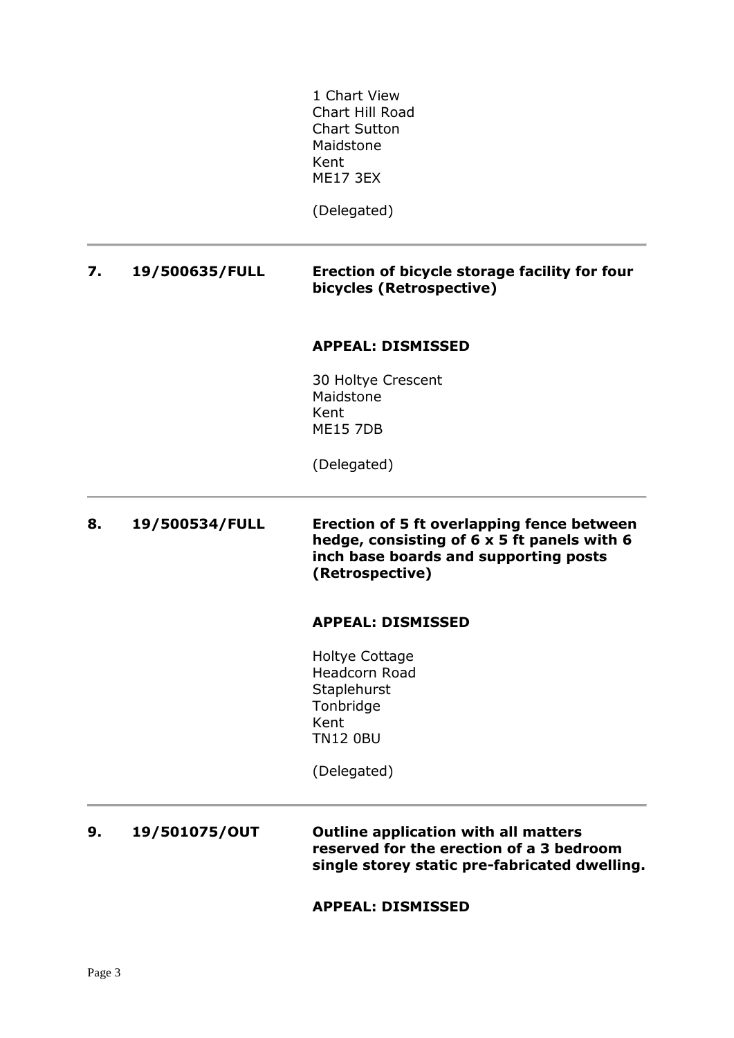1 Chart View
Chart Hill Road
Chart Sutton
Maidstone
Kent
ME17 3EX

(Delegated)

---

**7. 19/500635/FULL** **Erection of bicycle storage facility for four bicycles (Retrospective)**

**APPEAL: DISMISSED**

30 Holtye Crescent
Maidstone
Kent
ME15 7DB

(Delegated)

---

**8. 19/500534/FULL** **Erection of 5 ft overlapping fence between hedge, consisting of 6 x 5 ft panels with 6 inch base boards and supporting posts (Retrospective)**

**APPEAL: DISMISSED**

Holtye Cottage
Headcorn Road
Staplehurst
Tonbridge
Kent
TN12 0BU

(Delegated)

---

**9. 19/501075/OUT** **Outline application with all matters reserved for the erection of a 3 bedroom single storey static pre-fabricated dwelling.**

**APPEAL: DISMISSED**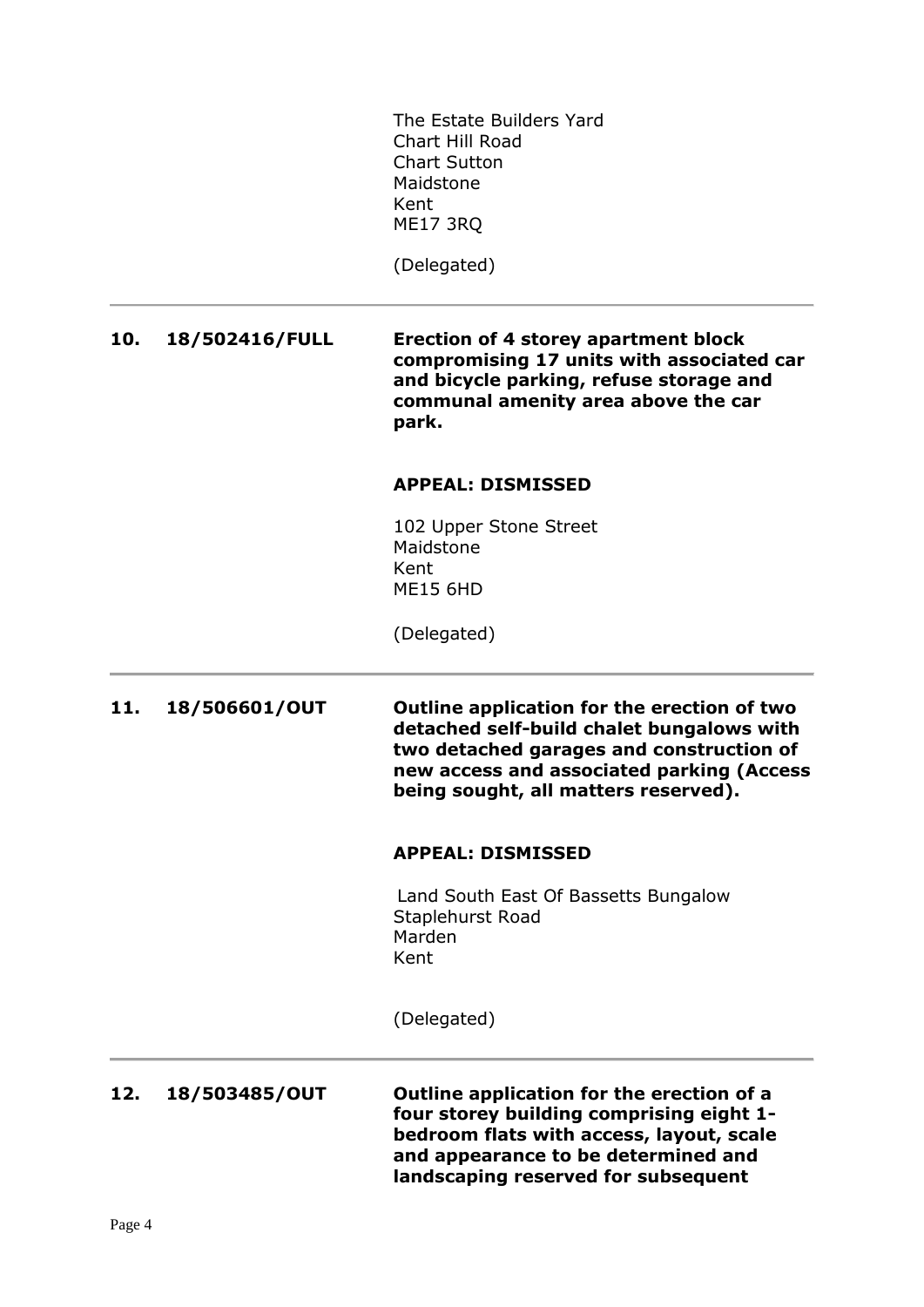The Estate Builders Yard
Chart Hill Road
Chart Sutton
Maidstone
Kent
ME17 3RQ

(Delegated)

---

**10. 18/502416/FULL**

**Erection of 4 storey apartment block compromising 17 units with associated car and bicycle parking, refuse storage and communal amenity area above the car park.**

**APPEAL: DISMISSED**

102 Upper Stone Street
Maidstone
Kent
ME15 6HD

(Delegated)

---

**11. 18/506601/OUT**

**Outline application for the erection of two detached self-build chalet bungalows with two detached garages and construction of new access and associated parking (Access being sought, all matters reserved).**

**APPEAL: DISMISSED**

Land South East Of Bassetts Bungalow
Staplehurst Road
Marden
Kent

(Delegated)

---

**12. 18/503485/OUT**

**Outline application for the erection of a four storey building comprising eight 1-bedroom flats with access, layout, scale and appearance to be determined and landscaping reserved for subsequent**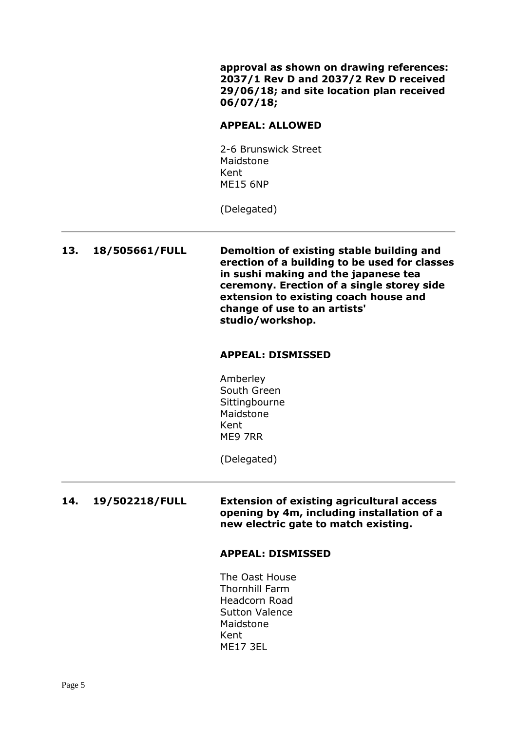**approval as shown on drawing references: 2037/1 Rev D and 2037/2 Rev D received 29/06/18; and site location plan received 06/07/18;**

**APPEAL: ALLOWED**

2-6 Brunswick Street
Maidstone
Kent
ME15 6NP

(Delegated)

---

**13. 18/505661/FULL** **Demoltion of existing stable building and erection of a building to be used for classes in sushi making and the japanese tea ceremony. Erection of a single storey side extension to existing coach house and change of use to an artists' studio/workshop.**

**APPEAL: DISMISSED**

Amberley
South Green
Sittingbourne
Maidstone
Kent
ME9 7RR

(Delegated)

---

**14. 19/502218/FULL** **Extension of existing agricultural access opening by 4m, including installation of a new electric gate to match existing.**

**APPEAL: DISMISSED**

The Oast House
Thornhill Farm
Headcorn Road
Sutton Valence
Maidstone
Kent
ME17 3EL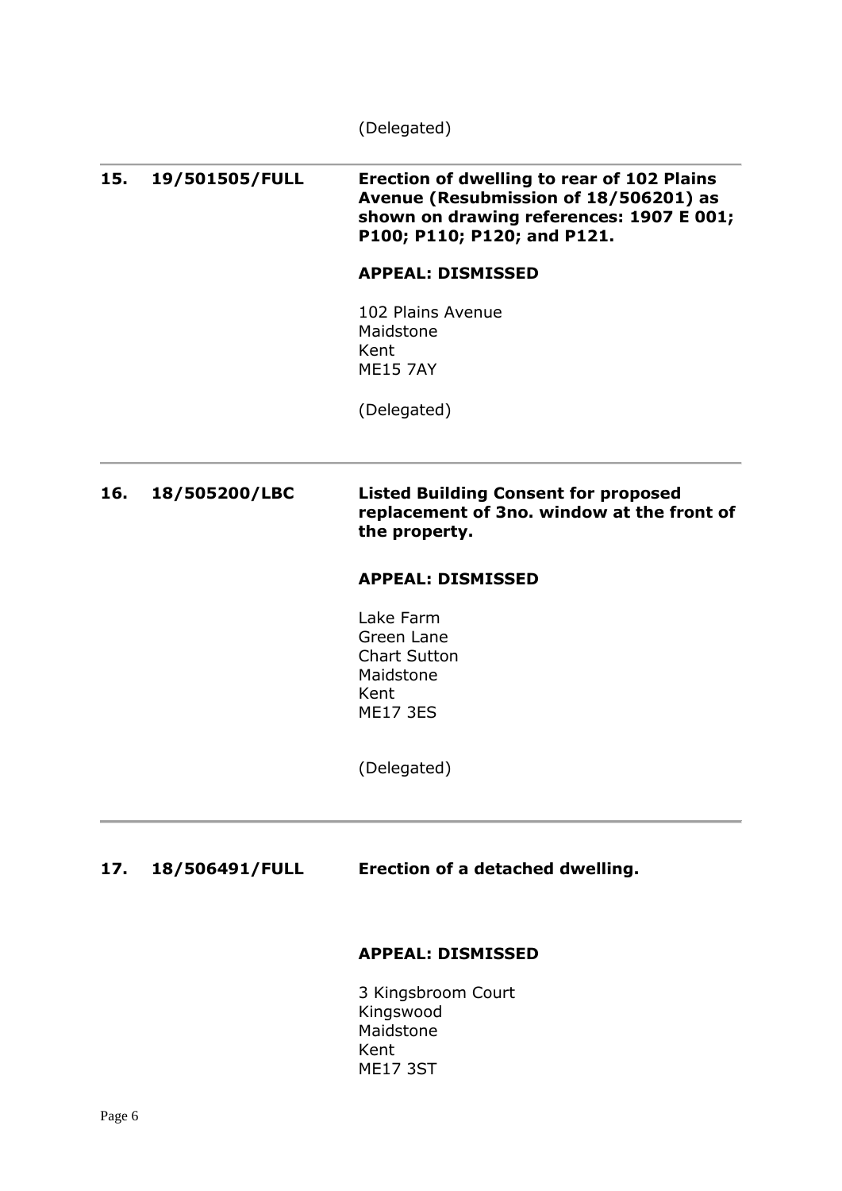(Delegated)

---

| | | |
|---|---|---|
| **15.** | **19/501505/FULL** | **Erection of dwelling to rear of 102 Plains Avenue (Resubmission of 18/506201) as shown on drawing references: 1907 E 001; P100; P110; P120; and P121.** |
| | | **APPEAL: DISMISSED** |
| | | 102 Plains Avenue<br>Maidstone<br>Kent<br>ME15 7AY |
| | | (Delegated) |

---

| | | |
|---|---|---|
| **16.** | **18/505200/LBC** | **Listed Building Consent for proposed replacement of 3no. window at the front of the property.** |
| | | **APPEAL: DISMISSED** |
| | | Lake Farm<br>Green Lane<br>Chart Sutton<br>Maidstone<br>Kent<br>ME17 3ES |
| | | (Delegated) |

---

| | | |
|---|---|---|
| **17.** | **18/506491/FULL** | **Erection of a detached dwelling.** |
| | | **APPEAL: DISMISSED** |
| | | 3 Kingsbroom Court<br>Kingswood<br>Maidstone<br>Kent<br>ME17 3ST |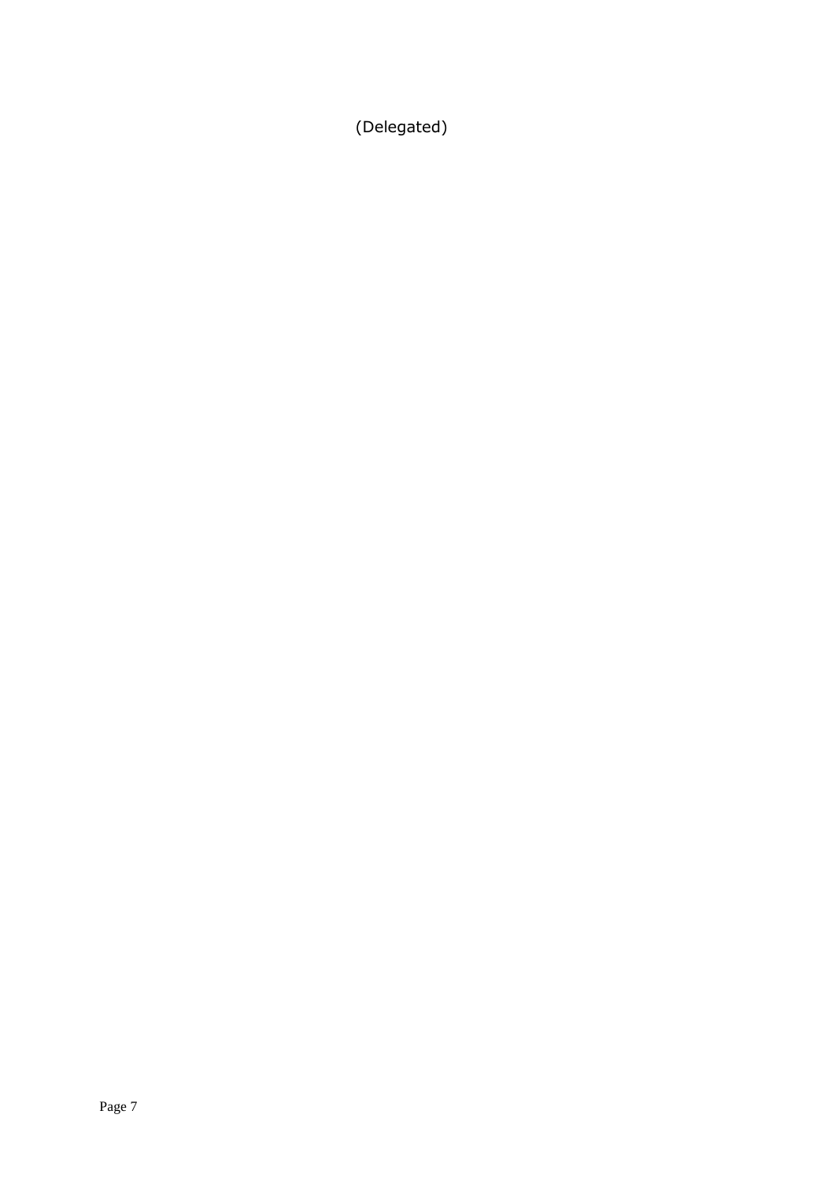(Delegated)